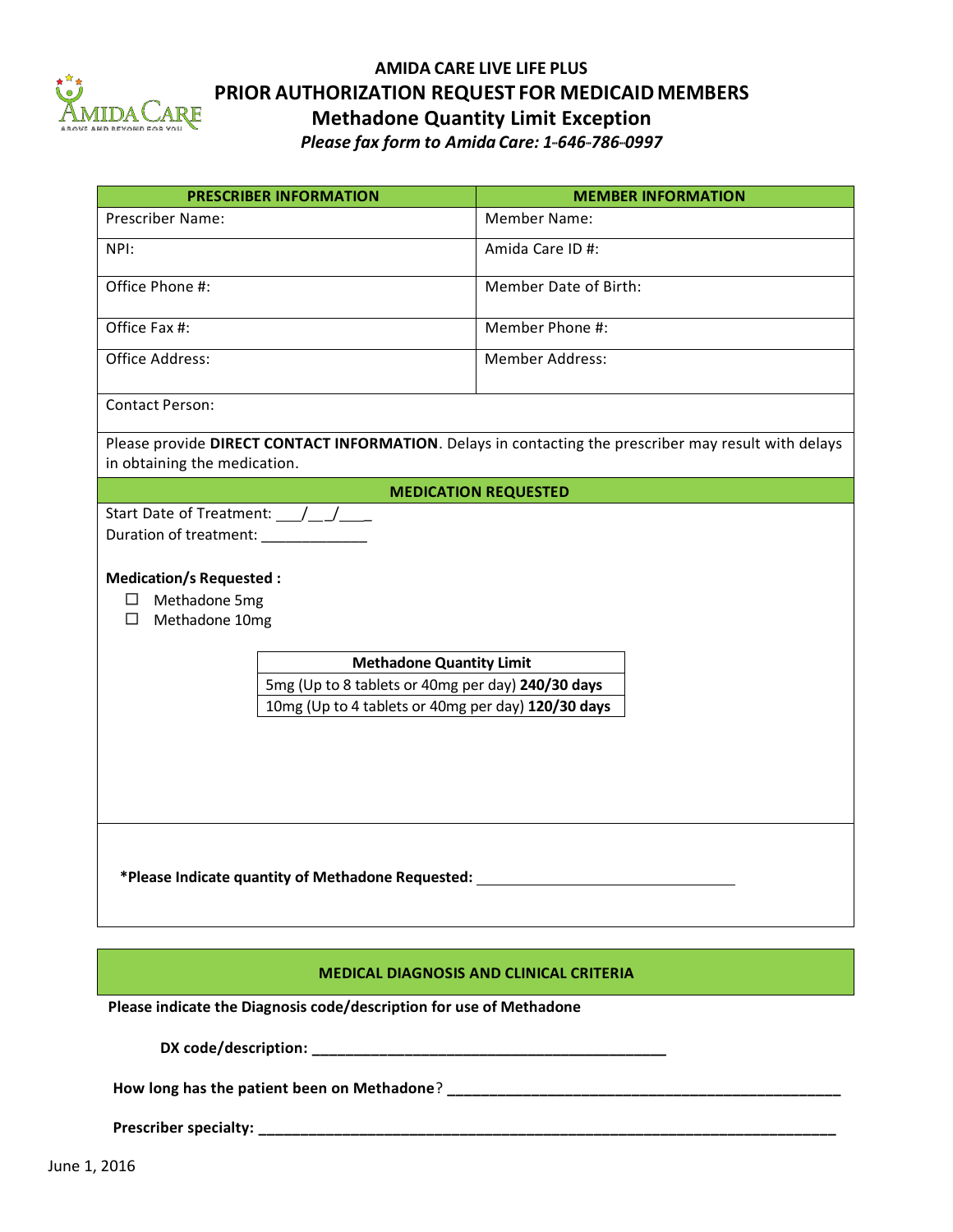# AMIDA CARE LIVE LIFE PLUS

## PRIOR AUTHORIZATION REQUEST FOR MEDICAID MEMBERS

## Methadone Quantity Limit Exception

*Please fax form to Amida Care: 1-646-786-0997*

| PRESCRIBER INFORMATION | MEMBER INFORMATION |
|---|---|
| Prescriber Name: | Member Name: |
| NPI: | Amida Care ID #: |
| Office Phone #: | Member Date of Birth: |
| Office Fax #: | Member Phone #: |
| Office Address: | Member Address: |
| Contact Person: | |

Please provide **DIRECT CONTACT INFORMATION**. Delays in contacting the prescriber may result with delays in obtaining the medication.

## MEDICATION REQUESTED

Start Date of Treatment: ___/__/___

Duration of treatment: _____________

**Medication/s Requested :**

- ☐ Methadone 5mg
- ☐ Methadone 10mg

| Methadone Quantity Limit |
|---|
| 5mg (Up to 8 tablets or 40mg per day) **240/30 days** |
| 10mg (Up to 4 tablets or 40mg per day) **120/30 days** |

**\*Please Indicate quantity of Methadone Requested:** ________________________________

## MEDICAL DIAGNOSIS AND CLINICAL CRITERIA

**Please indicate the Diagnosis code/description for use of Methadone**

**DX code/description: ____________________________________________**

**How long has the patient been on Methadone**? **__________________________________________________**

**Prescriber specialty: _________________________________________________________________________**

June 1, 2016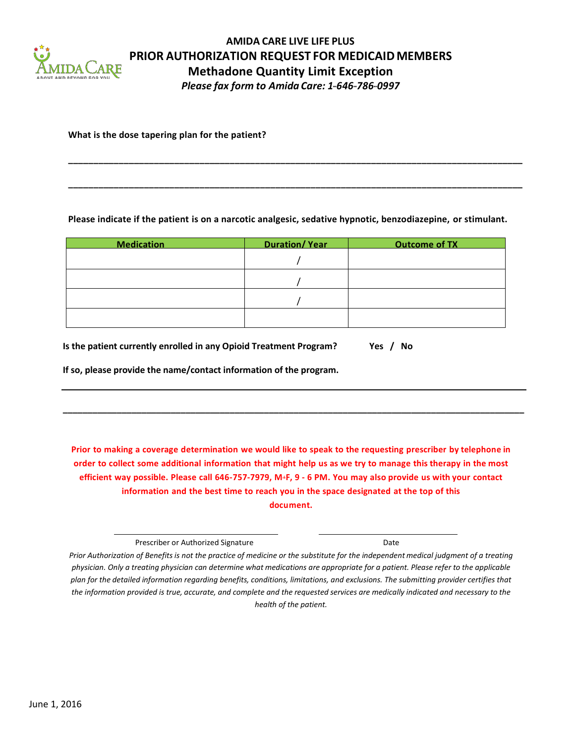# AMIDA CARE LIVE LIFE PLUS
# PRIOR AUTHORIZATION REQUEST FOR MEDICAID MEMBERS
## Methadone Quantity Limit Exception

*Please fax form to Amida Care: 1-646-786-0997*

**What is the dose tapering plan for the patient?**

_______________________________________________________________________________________

_______________________________________________________________________________________

**Please indicate if the patient is on a narcotic analgesic, sedative hypnotic, benzodiazepine, or stimulant.**

| Medication | Duration/ Year | Outcome of TX |
|---|---|---|
| | / | |
| | / | |
| | / | |
| | | |

**Is the patient currently enrolled in any Opioid Treatment Program?** **Yes / No**

**If so, please provide the name/contact information of the program.**

_______________________________________________________________________________________

_______________________________________________________________________________________

**Prior to making a coverage determination we would like to speak to the requesting prescriber by telephone in order to collect some additional information that might help us as we try to manage this therapy in the most efficient way possible. Please call 646-757-7979, M-F, 9 - 6 PM. You may also provide us with your contact information and the best time to reach you in the space designated at the top of this document.**

______________________________ ______________________________

Prescriber or Authorized Signature Date

*Prior Authorization of Benefits is not the practice of medicine or the substitute for the independent medical judgment of a treating physician. Only a treating physician can determine what medications are appropriate for a patient. Please refer to the applicable plan for the detailed information regarding benefits, conditions, limitations, and exclusions. The submitting provider certifies that the information provided is true, accurate, and complete and the requested services are medically indicated and necessary to the health of the patient.*

June 1, 2016